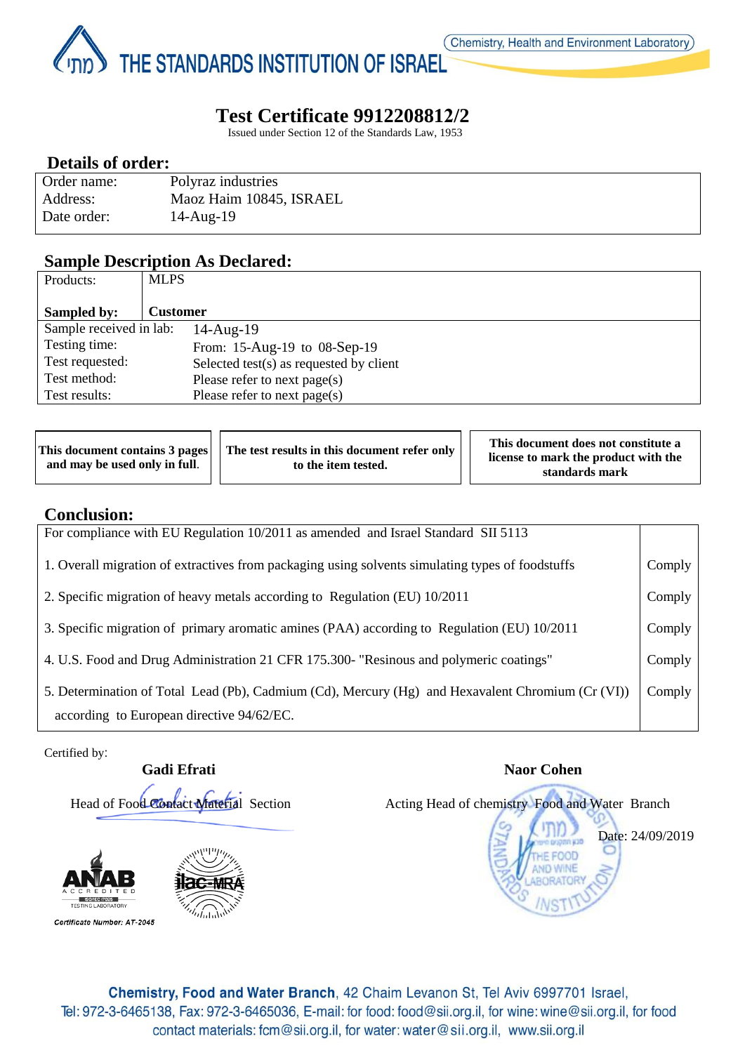THE STANDARDS INSTITUTION OF ISRAEL

Chemistry, Health and Environment Laboratory

# Test Certificate 9912208812/2

Issued under Section 12 of the Standards Law, 1953

## Details of order:

| | |
|---|---|
| Order name: | Polyraz industries |
| Address: | Maoz Haim 10845, ISRAEL |
| Date order: | 14-Aug-19 |

## Sample Description As Declared:

| | |
|---|---|
| Products: | MLPS |
| **Sampled by:** | **Customer** |
| Sample received in lab: | 14-Aug-19 |
| Testing time: | From: 15-Aug-19 to 08-Sep-19 |
| Test requested: | Selected test(s) as requested by client |
| Test method: | Please refer to next page(s) |
| Test results: | Please refer to next page(s) |

| | | |
|---|---|---|
| **This document contains 3 pages and may be used only in full.** | **The test results in this document refer only to the item tested.** | **This document does not constitute a license to mark the product with the standards mark** |

## Conclusion:

| For compliance with EU Regulation 10/2011 as amended and Israel Standard SII 5113 | |
|---|---|
| 1. Overall migration of extractives from packaging using solvents simulating types of foodstuffs | Comply |
| 2. Specific migration of heavy metals according to Regulation (EU) 10/2011 | Comply |
| 3. Specific migration of primary aromatic amines (PAA) according to Regulation (EU) 10/2011 | Comply |
| 4. U.S. Food and Drug Administration 21 CFR 175.300- "Resinous and polymeric coatings" | Comply |
| 5. Determination of Total Lead (Pb), Cadmium (Cd), Mercury (Hg) and Hexavalent Chromium (Cr (VI)) according to European directive 94/62/EC. | Comply |

Certified by:

**Gadi Efrati**
Head of Food Contact Material Section

**Naor Cohen**
Acting Head of chemistry Food and Water Branch

Date: 24/09/2019

Certificate Number: AT-2045

**Chemistry, Food and Water Branch**, 42 Chaim Levanon St, Tel Aviv 6997701 Israel, Tel: 972-3-6465138, Fax: 972-3-6465036, E-mail: for food: food@sii.org.il, for wine: wine@sii.org.il, for food contact materials: fcm@sii.org.il, for water: water@sii.org.il, www.sii.org.il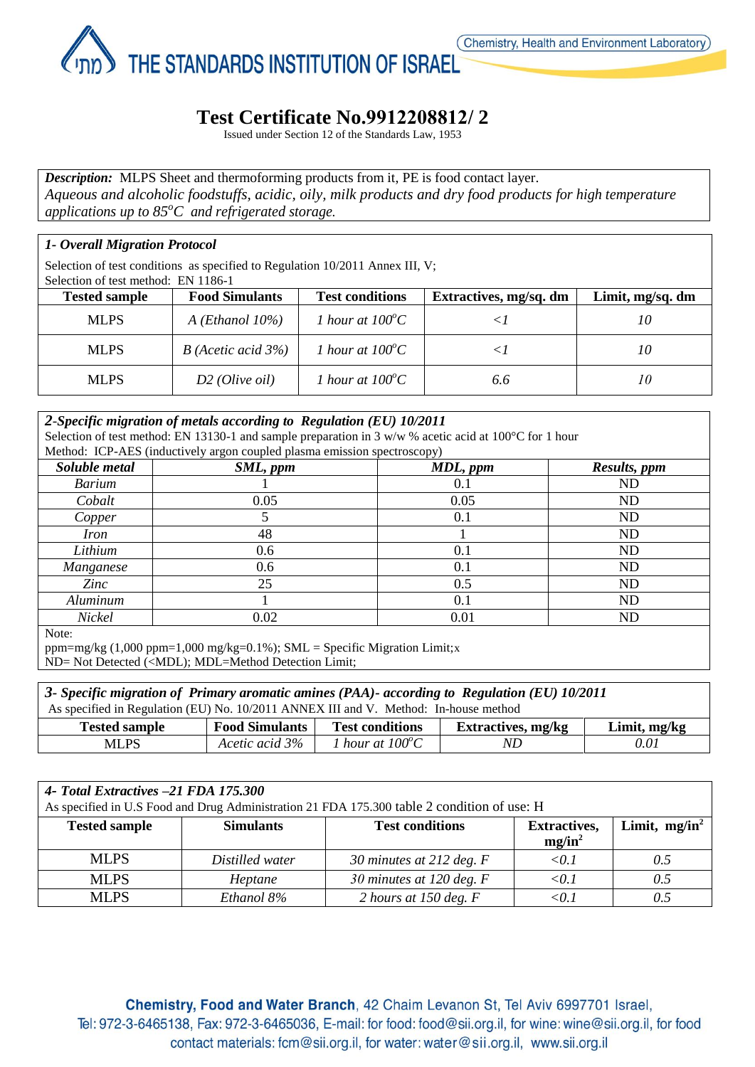# Test Certificate No.9912208812/ 2

Issued under Section 12 of the Standards Law, 1953

***Description:*** MLPS Sheet and thermoforming products from it, PE is food contact layer.
*Aqueous and alcoholic foodstuffs, acidic, oily, milk products and dry food products for high temperature applications up to 85°C and refrigerated storage.*

### *1- Overall Migration Protocol*

Selection of test conditions as specified to Regulation 10/2011 Annex III, V;
Selection of test method: EN 1186-1

| Tested sample | Food Simulants | Test conditions | Extractives, mg/sq. dm | Limit, mg/sq. dm |
|---|---|---|---|---|
| MLPS | *A (Ethanol 10%)* | *1 hour at 100°C* | *<1* | *10* |
| MLPS | *B (Acetic acid 3%)* | *1 hour at 100°C* | *<1* | *10* |
| MLPS | *D2 (Olive oil)* | *1 hour at 100°C* | *6.6* | *10* |

### *2-Specific migration of metals according to Regulation (EU) 10/2011*

Selection of test method: EN 13130-1 and sample preparation in 3 w/w % acetic acid at 100°C for 1 hour
Method: ICP-AES (inductively argon coupled plasma emission spectroscopy)

| *Soluble metal* | *SML, ppm* | *MDL, ppm* | *Results, ppm* |
|---|---|---|---|
| *Barium* | 1 | 0.1 | ND |
| *Cobalt* | 0.05 | 0.05 | ND |
| *Copper* | 5 | 0.1 | ND |
| *Iron* | 48 | 1 | ND |
| *Lithium* | 0.6 | 0.1 | ND |
| *Manganese* | 0.6 | 0.1 | ND |
| *Zinc* | 25 | 0.5 | ND |
| *Aluminum* | 1 | 0.1 | ND |
| *Nickel* | 0.02 | 0.01 | ND |

Note:
ppm=mg/kg (1,000 ppm=1,000 mg/kg=0.1%); SML = Specific Migration Limit;x
ND= Not Detected (<MDL); MDL=Method Detection Limit;

### *3- Specific migration of Primary aromatic amines (PAA)- according to Regulation (EU) 10/2011*

As specified in Regulation (EU) No. 10/2011 ANNEX III and V. Method: In-house method

| Tested sample | Food Simulants | Test conditions | Extractives, mg/kg | Limit, mg/kg |
|---|---|---|---|---|
| MLPS | *Acetic acid 3%* | *1 hour at 100°C* | *ND* | *0.01* |

### *4- Total Extractives –21 FDA 175.300*

As specified in U.S Food and Drug Administration 21 FDA 175.300 table 2 condition of use: H

| Tested sample | Simulants | Test conditions | Extractives, mg/in² | Limit, mg/in² |
|---|---|---|---|---|
| MLPS | *Distilled water* | *30 minutes at 212 deg. F* | *<0.1* | *0.5* |
| MLPS | *Heptane* | *30 minutes at 120 deg. F* | *<0.1* | *0.5* |
| MLPS | *Ethanol 8%* | *2 hours at 150 deg. F* | *<0.1* | *0.5* |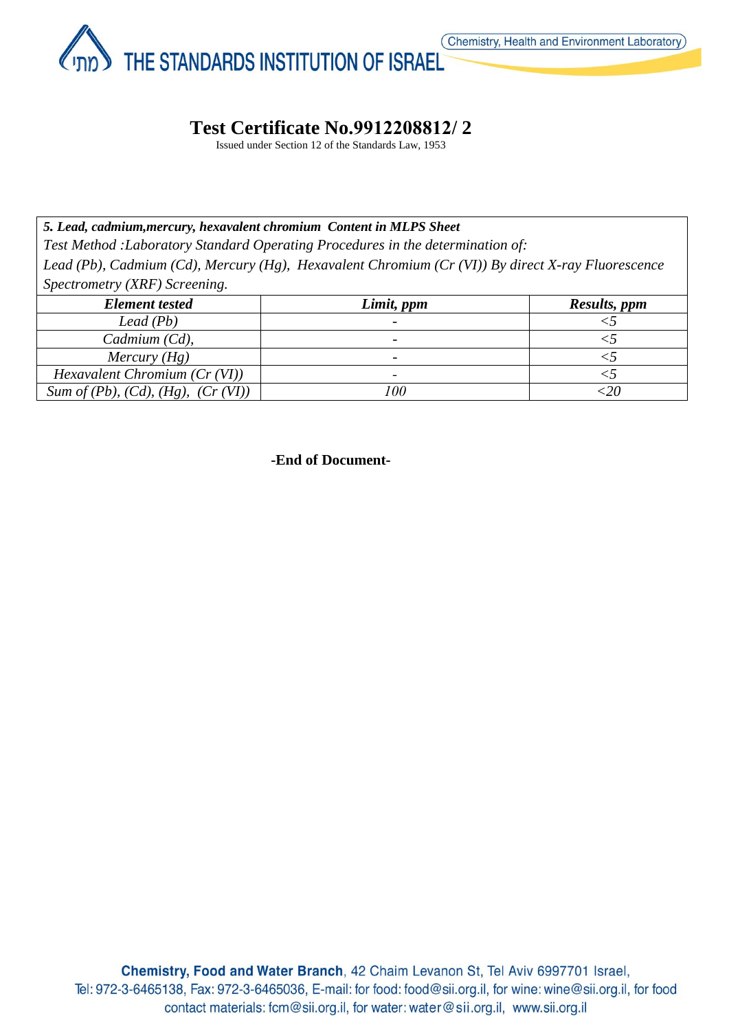# Test Certificate No.9912208812/ 2

Issued under Section 12 of the Standards Law, 1953

***5. Lead, cadmium,mercury, hexavalent chromium Content in MLPS Sheet***

*Test Method :Laboratory Standard Operating Procedures in the determination of:*

*Lead (Pb), Cadmium (Cd), Mercury (Hg), Hexavalent Chromium (Cr (VI)) By direct X-ray Fluorescence Spectrometry (XRF) Screening.*

| ***Element tested*** | ***Limit, ppm*** | ***Results, ppm*** |
|---|---|---|
| *Lead (Pb)* | - | *<5* |
| *Cadmium (Cd),* | - | *<5* |
| *Mercury (Hg)* | - | *<5* |
| *Hexavalent Chromium (Cr (VI))* | - | *<5* |
| *Sum of (Pb), (Cd), (Hg), (Cr (VI))* | *100* | *<20* |

**-End of Document-**